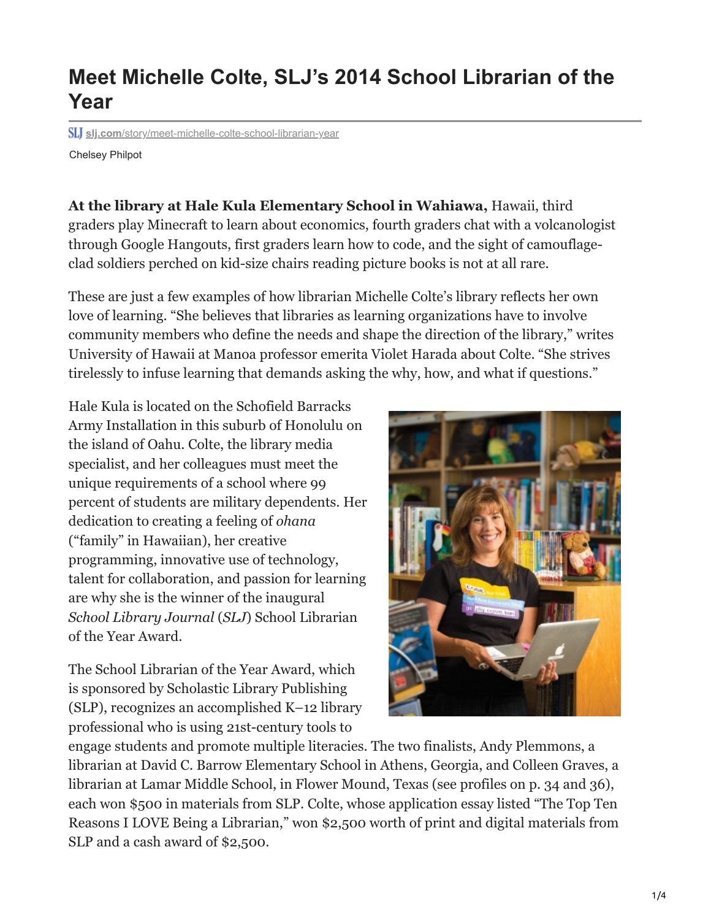# Meet Michelle Colte, SLJ's 2014 School Librarian of the Year

SLJ slj.com/story/meet-michelle-colte-school-librarian-year

Chelsey Philpot

**At the library at Hale Kula Elementary School in Wahiawa,** Hawaii, third graders play Minecraft to learn about economics, fourth graders chat with a volcanologist through Google Hangouts, first graders learn how to code, and the sight of camouflage-clad soldiers perched on kid-size chairs reading picture books is not at all rare.

These are just a few examples of how librarian Michelle Colte's library reflects her own love of learning. "She believes that libraries as learning organizations have to involve community members who define the needs and shape the direction of the library," writes University of Hawaii at Manoa professor emerita Violet Harada about Colte. "She strives tirelessly to infuse learning that demands asking the why, how, and what if questions."

Hale Kula is located on the Schofield Barracks Army Installation in this suburb of Honolulu on the island of Oahu. Colte, the library media specialist, and her colleagues must meet the unique requirements of a school where 99 percent of students are military dependents. Her dedication to creating a feeling of *ohana* ("family" in Hawaiian), her creative programming, innovative use of technology, talent for collaboration, and passion for learning are why she is the winner of the inaugural *School Library Journal* (*SLJ*) School Librarian of the Year Award.

The School Librarian of the Year Award, which is sponsored by Scholastic Library Publishing (SLP), recognizes an accomplished K–12 library professional who is using 21st-century tools to engage students and promote multiple literacies. The two finalists, Andy Plemmons, a librarian at David C. Barrow Elementary School in Athens, Georgia, and Colleen Graves, a librarian at Lamar Middle School, in Flower Mound, Texas (see profiles on p. 34 and 36), each won $500 in materials from SLP. Colte, whose application essay listed "The Top Ten Reasons I LOVE Being a Librarian," won $2,500 worth of print and digital materials from SLP and a cash award of $2,500.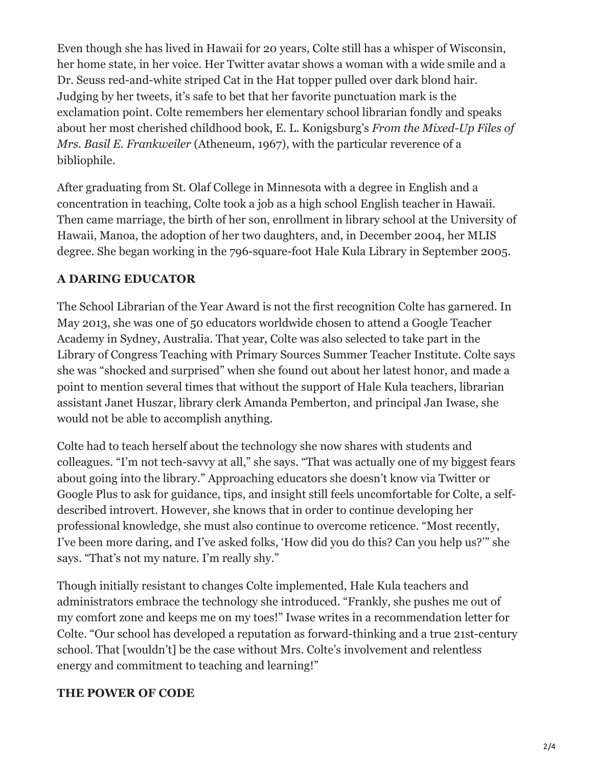Even though she has lived in Hawaii for 20 years, Colte still has a whisper of Wisconsin, her home state, in her voice. Her Twitter avatar shows a woman with a wide smile and a Dr. Seuss red-and-white striped Cat in the Hat topper pulled over dark blond hair. Judging by her tweets, it's safe to bet that her favorite punctuation mark is the exclamation point. Colte remembers her elementary school librarian fondly and speaks about her most cherished childhood book, E. L. Konigsburg's *From the Mixed-Up Files of Mrs. Basil E. Frankweiler* (Atheneum, 1967), with the particular reverence of a bibliophile.

After graduating from St. Olaf College in Minnesota with a degree in English and a concentration in teaching, Colte took a job as a high school English teacher in Hawaii. Then came marriage, the birth of her son, enrollment in library school at the University of Hawaii, Manoa, the adoption of her two daughters, and, in December 2004, her MLIS degree. She began working in the 796-square-foot Hale Kula Library in September 2005.

**A DARING EDUCATOR**

The School Librarian of the Year Award is not the first recognition Colte has garnered. In May 2013, she was one of 50 educators worldwide chosen to attend a Google Teacher Academy in Sydney, Australia. That year, Colte was also selected to take part in the Library of Congress Teaching with Primary Sources Summer Teacher Institute. Colte says she was "shocked and surprised" when she found out about her latest honor, and made a point to mention several times that without the support of Hale Kula teachers, librarian assistant Janet Huszar, library clerk Amanda Pemberton, and principal Jan Iwase, she would not be able to accomplish anything.

Colte had to teach herself about the technology she now shares with students and colleagues. "I'm not tech-savvy at all," she says. "That was actually one of my biggest fears about going into the library." Approaching educators she doesn't know via Twitter or Google Plus to ask for guidance, tips, and insight still feels uncomfortable for Colte, a self-described introvert. However, she knows that in order to continue developing her professional knowledge, she must also continue to overcome reticence. "Most recently, I've been more daring, and I've asked folks, 'How did you do this? Can you help us?'" she says. "That's not my nature. I'm really shy."

Though initially resistant to changes Colte implemented, Hale Kula teachers and administrators embrace the technology she introduced. "Frankly, she pushes me out of my comfort zone and keeps me on my toes!" Iwase writes in a recommendation letter for Colte. "Our school has developed a reputation as forward-thinking and a true 21st-century school. That [wouldn't] be the case without Mrs. Colte's involvement and relentless energy and commitment to teaching and learning!"

**THE POWER OF CODE**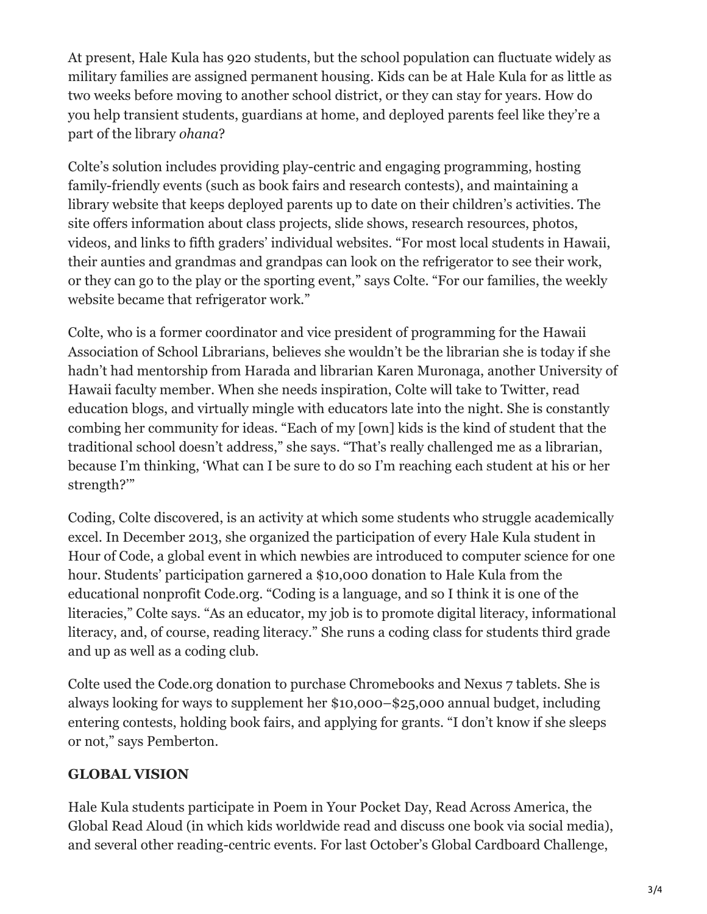At present, Hale Kula has 920 students, but the school population can fluctuate widely as military families are assigned permanent housing. Kids can be at Hale Kula for as little as two weeks before moving to another school district, or they can stay for years. How do you help transient students, guardians at home, and deployed parents feel like they're a part of the library *ohana*?

Colte's solution includes providing play-centric and engaging programming, hosting family-friendly events (such as book fairs and research contests), and maintaining a library website that keeps deployed parents up to date on their children's activities. The site offers information about class projects, slide shows, research resources, photos, videos, and links to fifth graders' individual websites. "For most local students in Hawaii, their aunties and grandmas and grandpas can look on the refrigerator to see their work, or they can go to the play or the sporting event," says Colte. "For our families, the weekly website became that refrigerator work."

Colte, who is a former coordinator and vice president of programming for the Hawaii Association of School Librarians, believes she wouldn't be the librarian she is today if she hadn't had mentorship from Harada and librarian Karen Muronaga, another University of Hawaii faculty member. When she needs inspiration, Colte will take to Twitter, read education blogs, and virtually mingle with educators late into the night. She is constantly combing her community for ideas. "Each of my [own] kids is the kind of student that the traditional school doesn't address," she says. "That's really challenged me as a librarian, because I'm thinking, 'What can I be sure to do so I'm reaching each student at his or her strength?'"

Coding, Colte discovered, is an activity at which some students who struggle academically excel. In December 2013, she organized the participation of every Hale Kula student in Hour of Code, a global event in which newbies are introduced to computer science for one hour. Students' participation garnered a $10,000 donation to Hale Kula from the educational nonprofit Code.org. "Coding is a language, and so I think it is one of the literacies," Colte says. "As an educator, my job is to promote digital literacy, informational literacy, and, of course, reading literacy." She runs a coding class for students third grade and up as well as a coding club.

Colte used the Code.org donation to purchase Chromebooks and Nexus 7 tablets. She is always looking for ways to supplement her $10,000–$25,000 annual budget, including entering contests, holding book fairs, and applying for grants. "I don't know if she sleeps or not," says Pemberton.

## GLOBAL VISION

Hale Kula students participate in Poem in Your Pocket Day, Read Across America, the Global Read Aloud (in which kids worldwide read and discuss one book via social media), and several other reading-centric events. For last October's Global Cardboard Challenge,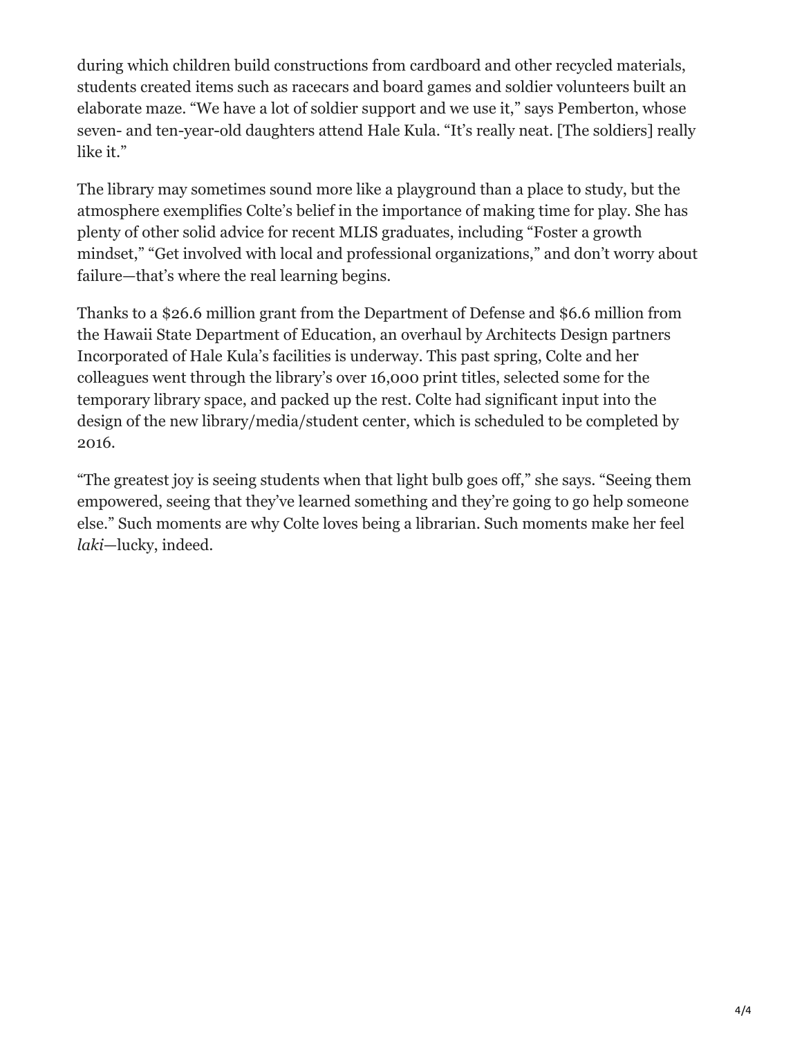during which children build constructions from cardboard and other recycled materials, students created items such as racecars and board games and soldier volunteers built an elaborate maze. “We have a lot of soldier support and we use it,” says Pemberton, whose seven- and ten-year-old daughters attend Hale Kula. “It’s really neat. [The soldiers] really like it.”

The library may sometimes sound more like a playground than a place to study, but the atmosphere exemplifies Colte’s belief in the importance of making time for play. She has plenty of other solid advice for recent MLIS graduates, including “Foster a growth mindset,” “Get involved with local and professional organizations,” and don’t worry about failure—that’s where the real learning begins.

Thanks to a $26.6 million grant from the Department of Defense and $6.6 million from the Hawaii State Department of Education, an overhaul by Architects Design partners Incorporated of Hale Kula’s facilities is underway. This past spring, Colte and her colleagues went through the library’s over 16,000 print titles, selected some for the temporary library space, and packed up the rest. Colte had significant input into the design of the new library/media/student center, which is scheduled to be completed by 2016.

“The greatest joy is seeing students when that light bulb goes off,” she says. “Seeing them empowered, seeing that they’ve learned something and they’re going to go help someone else.” Such moments are why Colte loves being a librarian. Such moments make her feel *laki*—lucky, indeed.